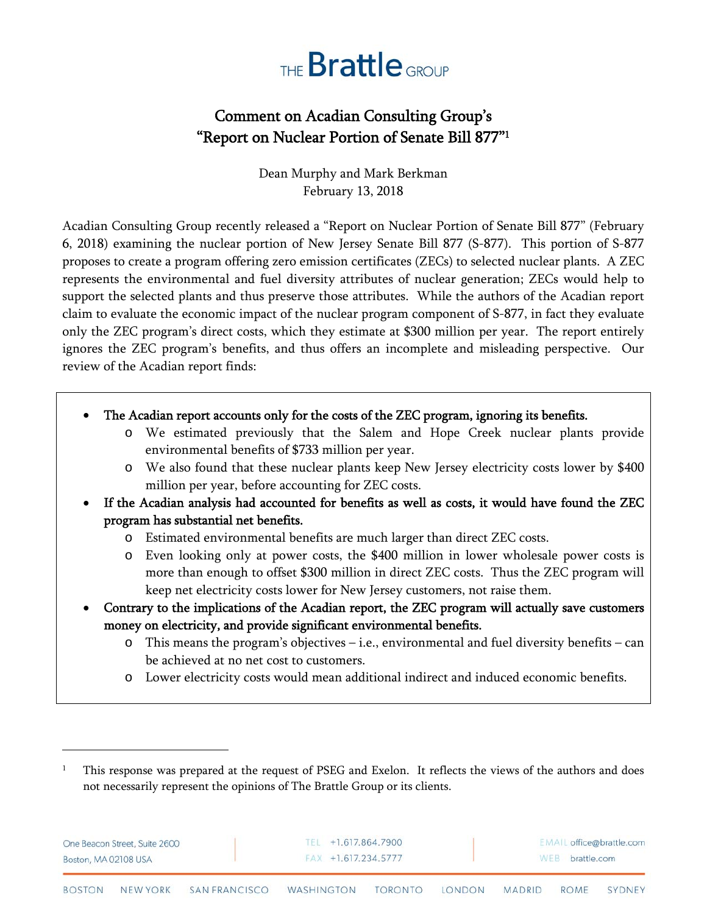THE Brattle GROUP

# Comment on Acadian Consulting Group's "Report on Nuclear Portion of Senate Bill 877"[1]

Dean Murphy and Mark Berkman
February 13, 2018

Acadian Consulting Group recently released a "Report on Nuclear Portion of Senate Bill 877" (February 6, 2018) examining the nuclear portion of New Jersey Senate Bill 877 (S-877). This portion of S-877 proposes to create a program offering zero emission certificates (ZECs) to selected nuclear plants. A ZEC represents the environmental and fuel diversity attributes of nuclear generation; ZECs would help to support the selected plants and thus preserve those attributes. While the authors of the Acadian report claim to evaluate the economic impact of the nuclear program component of S-877, in fact they evaluate only the ZEC program's direct costs, which they estimate at $300 million per year. The report entirely ignores the ZEC program's benefits, and thus offers an incomplete and misleading perspective. Our review of the Acadian report finds:

- **The Acadian report accounts only for the costs of the ZEC program, ignoring its benefits.**
  - We estimated previously that the Salem and Hope Creek nuclear plants provide environmental benefits of $733 million per year.
  - We also found that these nuclear plants keep New Jersey electricity costs lower by $400 million per year, before accounting for ZEC costs.
- **If the Acadian analysis had accounted for benefits as well as costs, it would have found the ZEC program has substantial net benefits.**
  - Estimated environmental benefits are much larger than direct ZEC costs.
  - Even looking only at power costs, the $400 million in lower wholesale power costs is more than enough to offset $300 million in direct ZEC costs. Thus the ZEC program will keep net electricity costs lower for New Jersey customers, not raise them.
- **Contrary to the implications of the Acadian report, the ZEC program will actually save customers money on electricity, and provide significant environmental benefits.**
  - This means the program's objectives – i.e., environmental and fuel diversity benefits – can be achieved at no net cost to customers.
  - Lower electricity costs would mean additional indirect and induced economic benefits.

[1] This response was prepared at the request of PSEG and Exelon. It reflects the views of the authors and does not necessarily represent the opinions of The Brattle Group or its clients.

One Beacon Street, Suite 2600
Boston, MA 02108 USA

TEL +1.617.864.7900
FAX +1.617.234.5777

EMAIL office@brattle.com
WEB brattle.com

BOSTON NEW YORK SAN FRANCISCO WASHINGTON TORONTO LONDON MADRID ROME SYDNEY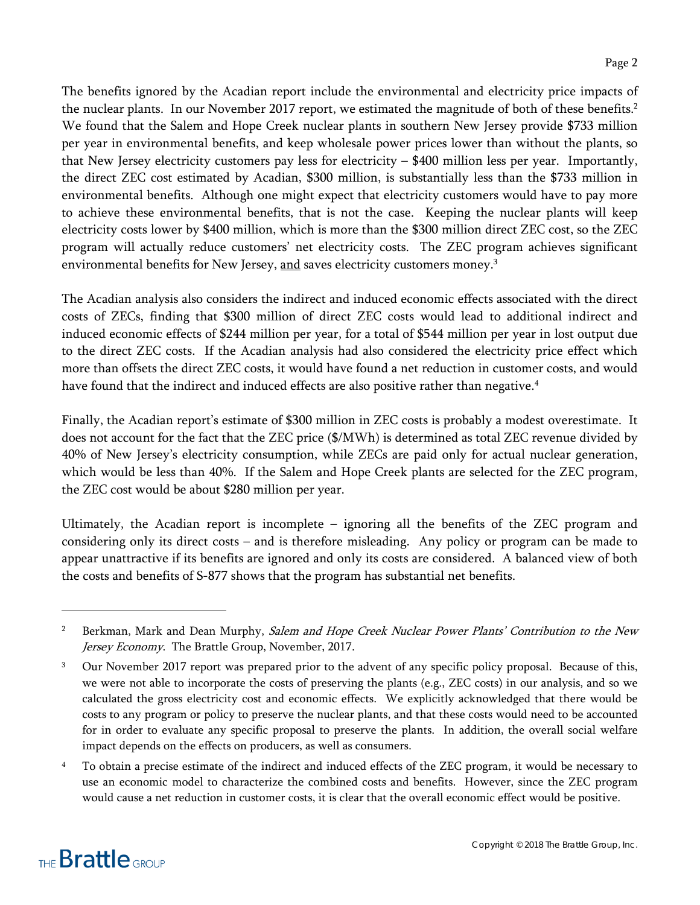The benefits ignored by the Acadian report include the environmental and electricity price impacts of the nuclear plants. In our November 2017 report, we estimated the magnitude of both of these benefits.[2] We found that the Salem and Hope Creek nuclear plants in southern New Jersey provide $733 million per year in environmental benefits, and keep wholesale power prices lower than without the plants, so that New Jersey electricity customers pay less for electricity – $400 million less per year. Importantly, the direct ZEC cost estimated by Acadian, $300 million, is substantially less than the $733 million in environmental benefits. Although one might expect that electricity customers would have to pay more to achieve these environmental benefits, that is not the case. Keeping the nuclear plants will keep electricity costs lower by $400 million, which is more than the $300 million direct ZEC cost, so the ZEC program will actually reduce customers' net electricity costs. The ZEC program achieves significant environmental benefits for New Jersey, <u>and</u> saves electricity customers money.[3]

The Acadian analysis also considers the indirect and induced economic effects associated with the direct costs of ZECs, finding that $300 million of direct ZEC costs would lead to additional indirect and induced economic effects of $244 million per year, for a total of $544 million per year in lost output due to the direct ZEC costs. If the Acadian analysis had also considered the electricity price effect which more than offsets the direct ZEC costs, it would have found a net reduction in customer costs, and would have found that the indirect and induced effects are also positive rather than negative.[4]

Finally, the Acadian report's estimate of $300 million in ZEC costs is probably a modest overestimate. It does not account for the fact that the ZEC price ($/MWh) is determined as total ZEC revenue divided by 40% of New Jersey's electricity consumption, while ZECs are paid only for actual nuclear generation, which would be less than 40%. If the Salem and Hope Creek plants are selected for the ZEC program, the ZEC cost would be about $280 million per year.

Ultimately, the Acadian report is incomplete – ignoring all the benefits of the ZEC program and considering only its direct costs – and is therefore misleading. Any policy or program can be made to appear unattractive if its benefits are ignored and only its costs are considered. A balanced view of both the costs and benefits of S-877 shows that the program has substantial net benefits.

---

[2] Berkman, Mark and Dean Murphy, *Salem and Hope Creek Nuclear Power Plants' Contribution to the New Jersey Economy*. The Brattle Group, November, 2017.

[3] Our November 2017 report was prepared prior to the advent of any specific policy proposal. Because of this, we were not able to incorporate the costs of preserving the plants (e.g., ZEC costs) in our analysis, and so we calculated the gross electricity cost and economic effects. We explicitly acknowledged that there would be costs to any program or policy to preserve the nuclear plants, and that these costs would need to be accounted for in order to evaluate any specific proposal to preserve the plants. In addition, the overall social welfare impact depends on the effects on producers, as well as consumers.

[4] To obtain a precise estimate of the indirect and induced effects of the ZEC program, it would be necessary to use an economic model to characterize the combined costs and benefits. However, since the ZEC program would cause a net reduction in customer costs, it is clear that the overall economic effect would be positive.